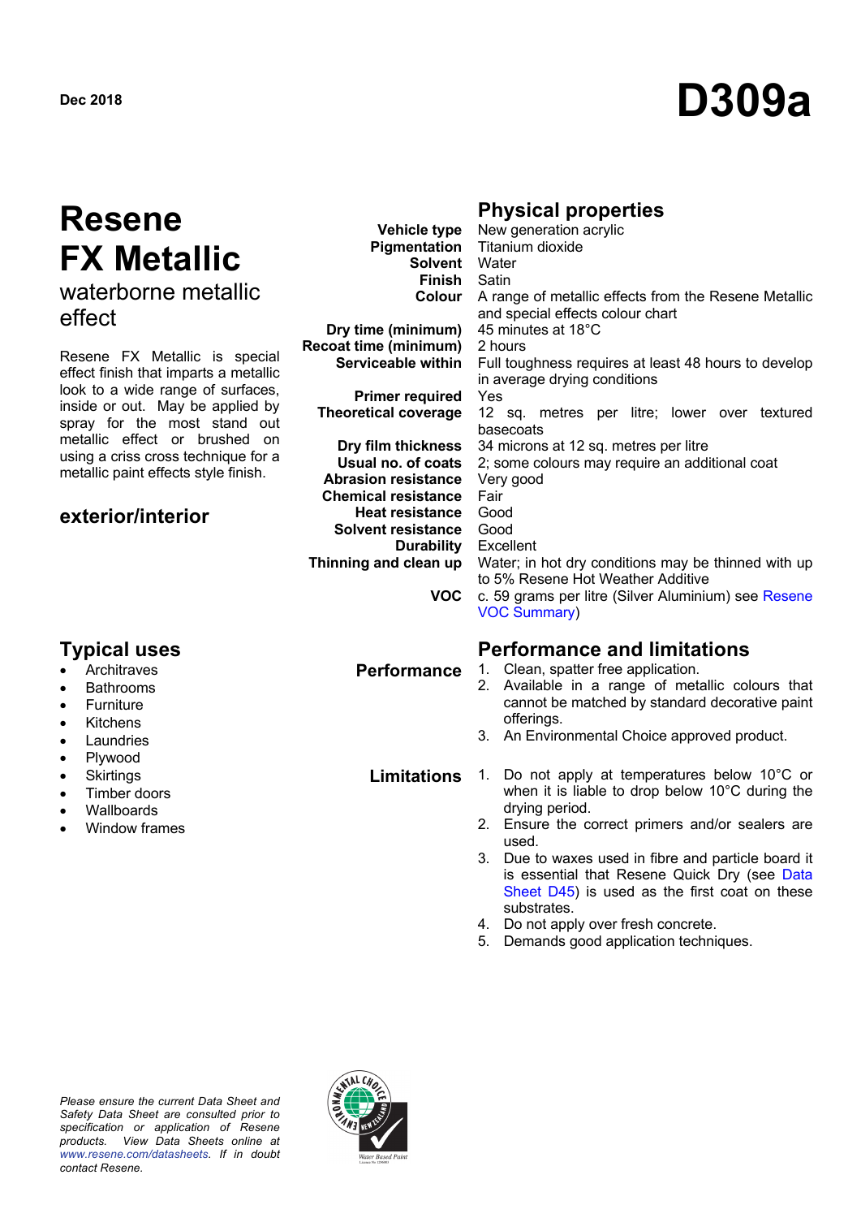Dec 2018

# D309a

# Resene FX Metallic

## waterborne metallic effect

Resene FX Metallic is special effect finish that imparts a metallic look to a wide range of surfaces, inside or out. May be applied by spray for the most stand out metallic effect or brushed on using a criss cross technique for a metallic paint effects style finish.

### exterior/interior

## Physical properties

| | |
|---|---|
| **Vehicle type** | New generation acrylic |
| **Pigmentation** | Titanium dioxide |
| **Solvent** | Water |
| **Finish** | Satin |
| **Colour** | A range of metallic effects from the Resene Metallic and special effects colour chart |
| **Dry time (minimum)** | 45 minutes at 18°C |
| **Recoat time (minimum)** | 2 hours |
| **Serviceable within** | Full toughness requires at least 48 hours to develop in average drying conditions |
| **Primer required** | Yes |
| **Theoretical coverage** | 12 sq. metres per litre; lower over textured basecoats |
| **Dry film thickness** | 34 microns at 12 sq. metres per litre |
| **Usual no. of coats** | 2; some colours may require an additional coat |
| **Abrasion resistance** | Very good |
| **Chemical resistance** | Fair |
| **Heat resistance** | Good |
| **Solvent resistance** | Good |
| **Durability** | Excellent |
| **Thinning and clean up** | Water; in hot dry conditions may be thinned with up to 5% Resene Hot Weather Additive |
| **VOC** | c. 59 grams per litre (Silver Aluminium) see Resene VOC Summary) |

## Typical uses

- Architraves
- Bathrooms
- Furniture
- Kitchens
- Laundries
- Plywood
- Skirtings
- Timber doors
- Wallboards
- Window frames

## Performance and limitations

**Performance**

1. Clean, spatter free application.
2. Available in a range of metallic colours that cannot be matched by standard decorative paint offerings.
3. An Environmental Choice approved product.

**Limitations**

1. Do not apply at temperatures below 10°C or when it is liable to drop below 10°C during the drying period.
2. Ensure the correct primers and/or sealers are used.
3. Due to waxes used in fibre and particle board it is essential that Resene Quick Dry (see Data Sheet D45) is used as the first coat on these substrates.
4. Do not apply over fresh concrete.
5. Demands good application techniques.

*Please ensure the current Data Sheet and Safety Data Sheet are consulted prior to specification or application of Resene products. View Data Sheets online at www.resene.com/datasheets. If in doubt contact Resene.*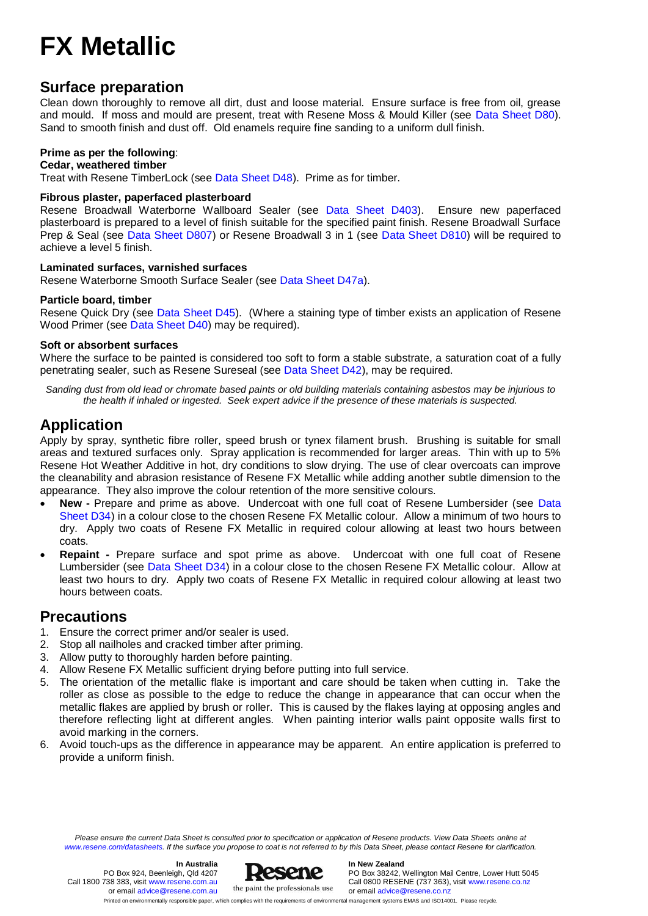# FX Metallic

## Surface preparation

Clean down thoroughly to remove all dirt, dust and loose material. Ensure surface is free from oil, grease and mould. If moss and mould are present, treat with Resene Moss & Mould Killer (see Data Sheet D80). Sand to smooth finish and dust off. Old enamels require fine sanding to a uniform dull finish.

**Prime as per the following**:

**Cedar, weathered timber**
Treat with Resene TimberLock (see Data Sheet D48). Prime as for timber.

**Fibrous plaster, paperfaced plasterboard**
Resene Broadwall Waterborne Wallboard Sealer (see Data Sheet D403). Ensure new paperfaced plasterboard is prepared to a level of finish suitable for the specified paint finish. Resene Broadwall Surface Prep & Seal (see Data Sheet D807) or Resene Broadwall 3 in 1 (see Data Sheet D810) will be required to achieve a level 5 finish.

**Laminated surfaces, varnished surfaces**
Resene Waterborne Smooth Surface Sealer (see Data Sheet D47a).

**Particle board, timber**
Resene Quick Dry (see Data Sheet D45). (Where a staining type of timber exists an application of Resene Wood Primer (see Data Sheet D40) may be required).

**Soft or absorbent surfaces**
Where the surface to be painted is considered too soft to form a stable substrate, a saturation coat of a fully penetrating sealer, such as Resene Sureseal (see Data Sheet D42), may be required.

*Sanding dust from old lead or chromate based paints or old building materials containing asbestos may be injurious to the health if inhaled or ingested. Seek expert advice if the presence of these materials is suspected.*

## Application

Apply by spray, synthetic fibre roller, speed brush or tynex filament brush. Brushing is suitable for small areas and textured surfaces only. Spray application is recommended for larger areas. Thin with up to 5% Resene Hot Weather Additive in hot, dry conditions to slow drying. The use of clear overcoats can improve the cleanability and abrasion resistance of Resene FX Metallic while adding another subtle dimension to the appearance. They also improve the colour retention of the more sensitive colours.

- **New -** Prepare and prime as above. Undercoat with one full coat of Resene Lumbersider (see Data Sheet D34) in a colour close to the chosen Resene FX Metallic colour. Allow a minimum of two hours to dry. Apply two coats of Resene FX Metallic in required colour allowing at least two hours between coats.
- **Repaint -** Prepare surface and spot prime as above. Undercoat with one full coat of Resene Lumbersider (see Data Sheet D34) in a colour close to the chosen Resene FX Metallic colour. Allow at least two hours to dry. Apply two coats of Resene FX Metallic in required colour allowing at least two hours between coats.

## Precautions

1. Ensure the correct primer and/or sealer is used.
2. Stop all nailholes and cracked timber after priming.
3. Allow putty to thoroughly harden before painting.
4. Allow Resene FX Metallic sufficient drying before putting into full service.
5. The orientation of the metallic flake is important and care should be taken when cutting in. Take the roller as close as possible to the edge to reduce the change in appearance that can occur when the metallic flakes are applied by brush or roller. This is caused by the flakes laying at opposing angles and therefore reflecting light at different angles. When painting interior walls paint opposite walls first to avoid marking in the corners.
6. Avoid touch-ups as the difference in appearance may be apparent. An entire application is preferred to provide a uniform finish.

*Please ensure the current Data Sheet is consulted prior to specification or application of Resene products. View Data Sheets online at www.resene.com/datasheets. If the surface you propose to coat is not referred to by this Data Sheet, please contact Resene for clarification.*

**In Australia**
PO Box 924, Beenleigh, Qld 4207
Call 1800 738 383, visit www.resene.com.au
or email advice@resene.com.au

Resene
the paint the professionals use

**In New Zealand**
PO Box 38242, Wellington Mail Centre, Lower Hutt 5045
Call 0800 RESENE (737 363), visit www.resene.co.nz
or email advice@resene.co.nz

Printed on environmentally responsible paper, which complies with the requirements of environmental management systems EMAS and ISO14001. Please recycle.